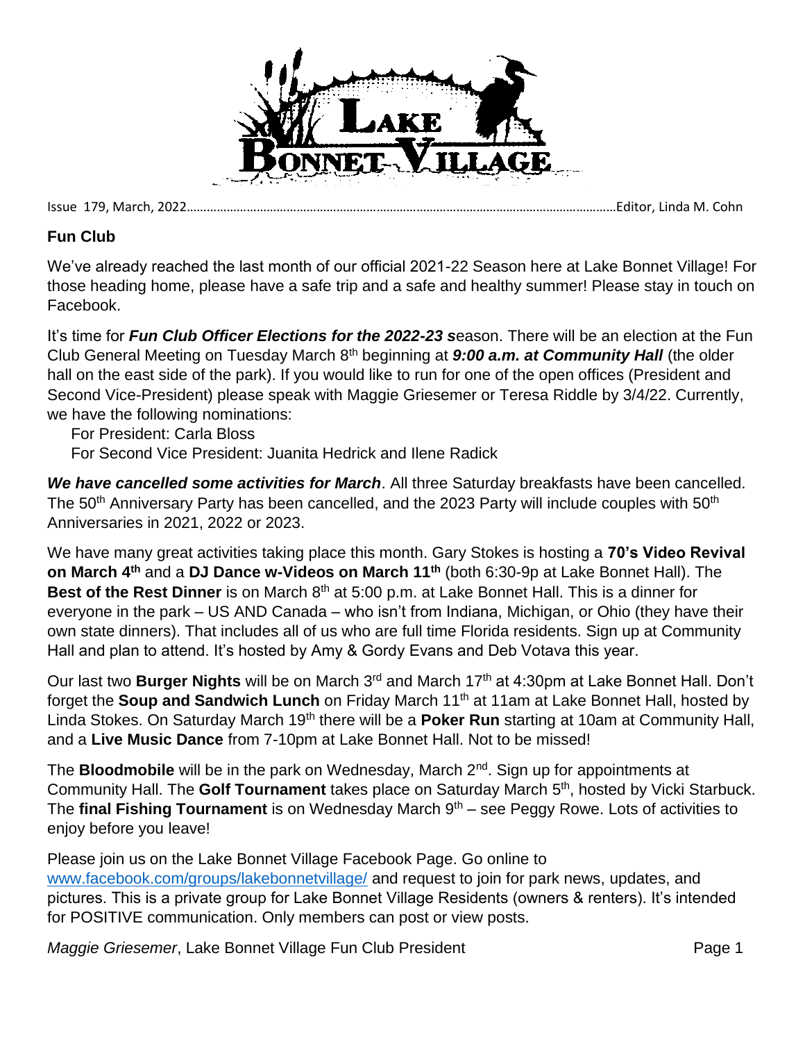# Lake Bonnet Village

Issue 179, March, 2022……………………………………………………………………………………………………………Editor, Linda M. Cohn

## Fun Club

We've already reached the last month of our official 2021-22 Season here at Lake Bonnet Village! For those heading home, please have a safe trip and a safe and healthy summer! Please stay in touch on Facebook.

It's time for ***Fun Club Officer Elections for the 2022-23 s***eason. There will be an election at the Fun Club General Meeting on Tuesday March 8th beginning at ***9:00 a.m. at Community Hall*** (the older hall on the east side of the park). If you would like to run for one of the open offices (President and Second Vice-President) please speak with Maggie Griesemer or Teresa Riddle by 3/4/22. Currently, we have the following nominations:

For President: Carla Bloss
For Second Vice President: Juanita Hedrick and Ilene Radick

***We have cancelled some activities for March***. All three Saturday breakfasts have been cancelled. The 50th Anniversary Party has been cancelled, and the 2023 Party will include couples with 50th Anniversaries in 2021, 2022 or 2023.

We have many great activities taking place this month. Gary Stokes is hosting a **70's Video Revival on March 4th** and a **DJ Dance w-Videos on March 11th** (both 6:30-9p at Lake Bonnet Hall). The **Best of the Rest Dinner** is on March 8th at 5:00 p.m. at Lake Bonnet Hall. This is a dinner for everyone in the park – US AND Canada – who isn't from Indiana, Michigan, or Ohio (they have their own state dinners). That includes all of us who are full time Florida residents. Sign up at Community Hall and plan to attend. It's hosted by Amy & Gordy Evans and Deb Votava this year.

Our last two **Burger Nights** will be on March 3rd and March 17th at 4:30pm at Lake Bonnet Hall. Don't forget the **Soup and Sandwich Lunch** on Friday March 11th at 11am at Lake Bonnet Hall, hosted by Linda Stokes. On Saturday March 19th there will be a **Poker Run** starting at 10am at Community Hall, and a **Live Music Dance** from 7-10pm at Lake Bonnet Hall. Not to be missed!

The **Bloodmobile** will be in the park on Wednesday, March 2nd. Sign up for appointments at Community Hall. The **Golf Tournament** takes place on Saturday March 5th, hosted by Vicki Starbuck. The **final Fishing Tournament** is on Wednesday March 9th – see Peggy Rowe. Lots of activities to enjoy before you leave!

Please join us on the Lake Bonnet Village Facebook Page. Go online to [www.facebook.com/groups/lakebonnetvillage/](http://www.facebook.com/groups/lakebonnetvillage/) and request to join for park news, updates, and pictures. This is a private group for Lake Bonnet Village Residents (owners & renters). It's intended for POSITIVE communication. Only members can post or view posts.

*Maggie Griesemer*, Lake Bonnet Village Fun Club President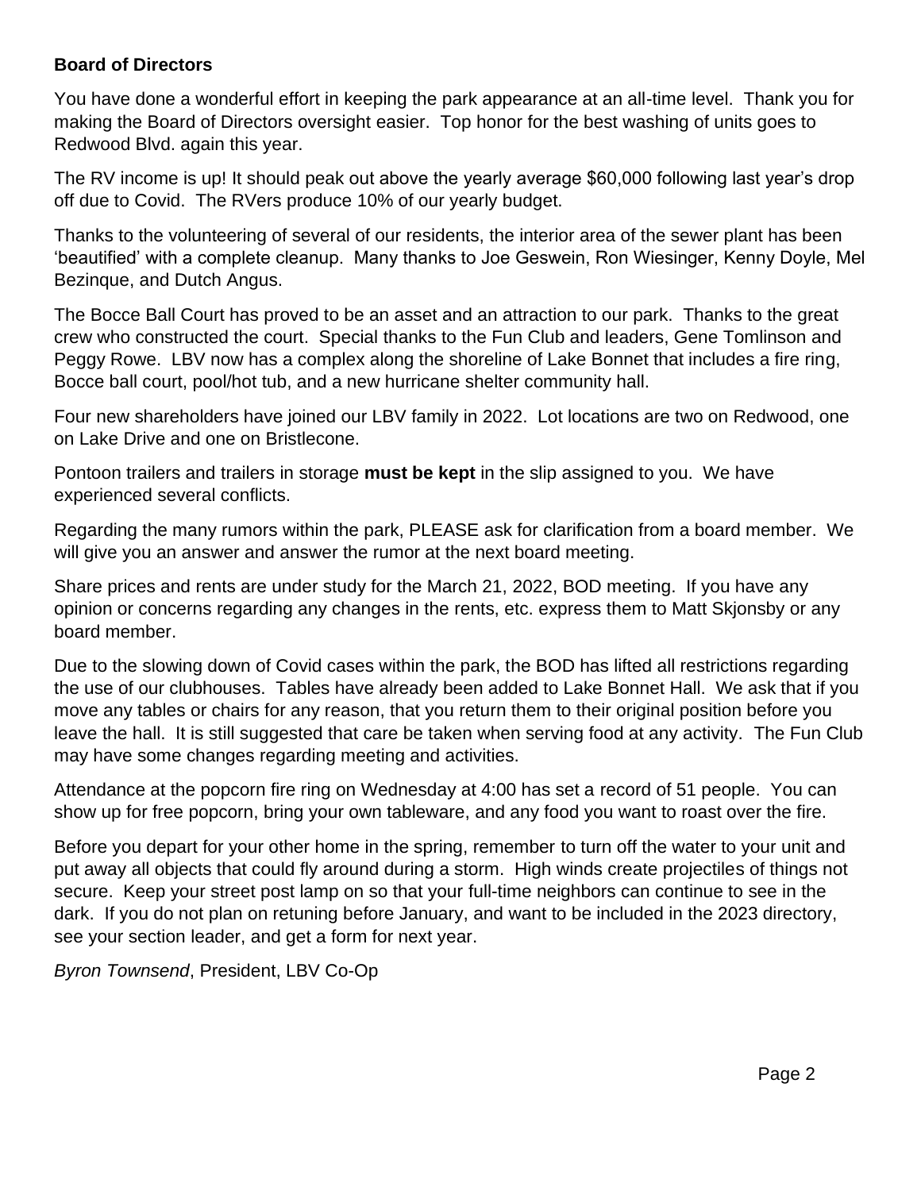**Board of Directors**

You have done a wonderful effort in keeping the park appearance at an all-time level. Thank you for making the Board of Directors oversight easier. Top honor for the best washing of units goes to Redwood Blvd. again this year.

The RV income is up! It should peak out above the yearly average $60,000 following last year's drop off due to Covid. The RVers produce 10% of our yearly budget.

Thanks to the volunteering of several of our residents, the interior area of the sewer plant has been 'beautified' with a complete cleanup. Many thanks to Joe Geswein, Ron Wiesinger, Kenny Doyle, Mel Bezinque, and Dutch Angus.

The Bocce Ball Court has proved to be an asset and an attraction to our park. Thanks to the great crew who constructed the court. Special thanks to the Fun Club and leaders, Gene Tomlinson and Peggy Rowe. LBV now has a complex along the shoreline of Lake Bonnet that includes a fire ring, Bocce ball court, pool/hot tub, and a new hurricane shelter community hall.

Four new shareholders have joined our LBV family in 2022. Lot locations are two on Redwood, one on Lake Drive and one on Bristlecone.

Pontoon trailers and trailers in storage **must be kept** in the slip assigned to you. We have experienced several conflicts.

Regarding the many rumors within the park, PLEASE ask for clarification from a board member. We will give you an answer and answer the rumor at the next board meeting.

Share prices and rents are under study for the March 21, 2022, BOD meeting. If you have any opinion or concerns regarding any changes in the rents, etc. express them to Matt Skjonsby or any board member.

Due to the slowing down of Covid cases within the park, the BOD has lifted all restrictions regarding the use of our clubhouses. Tables have already been added to Lake Bonnet Hall. We ask that if you move any tables or chairs for any reason, that you return them to their original position before you leave the hall. It is still suggested that care be taken when serving food at any activity. The Fun Club may have some changes regarding meeting and activities.

Attendance at the popcorn fire ring on Wednesday at 4:00 has set a record of 51 people. You can show up for free popcorn, bring your own tableware, and any food you want to roast over the fire.

Before you depart for your other home in the spring, remember to turn off the water to your unit and put away all objects that could fly around during a storm. High winds create projectiles of things not secure. Keep your street post lamp on so that your full-time neighbors can continue to see in the dark. If you do not plan on retuning before January, and want to be included in the 2023 directory, see your section leader, and get a form for next year.

*Byron Townsend*, President, LBV Co-Op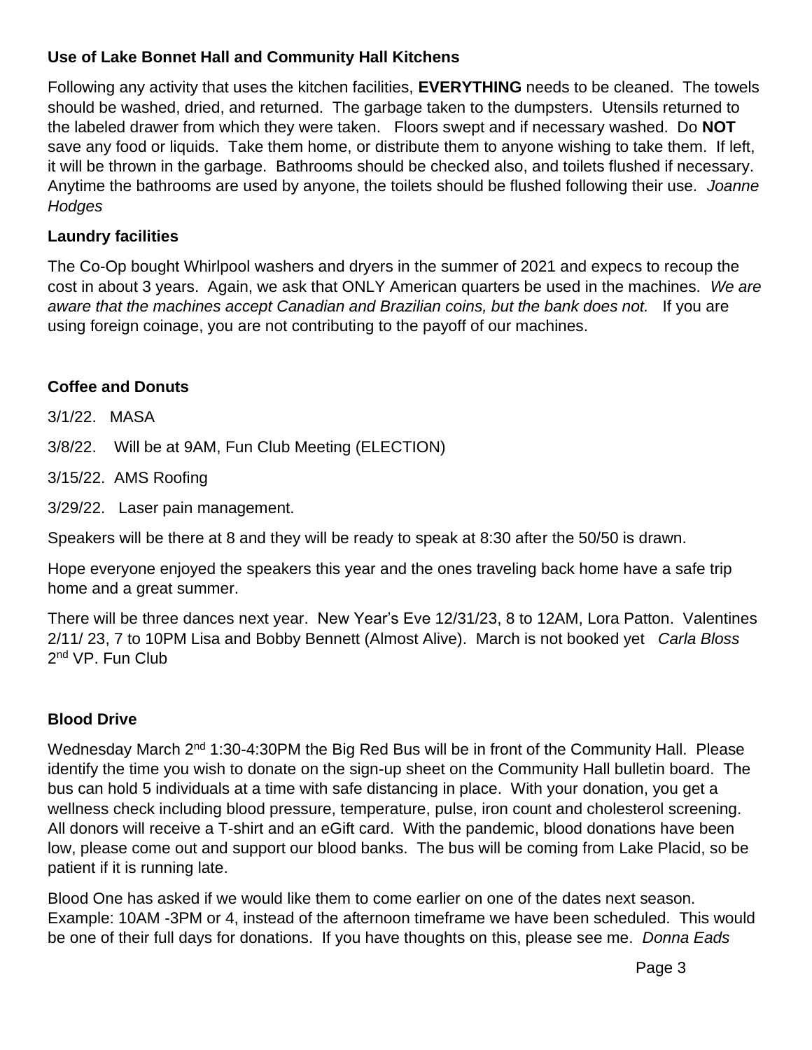**Use of Lake Bonnet Hall and Community Hall Kitchens**

Following any activity that uses the kitchen facilities, **EVERYTHING** needs to be cleaned. The towels should be washed, dried, and returned. The garbage taken to the dumpsters. Utensils returned to the labeled drawer from which they were taken. Floors swept and if necessary washed. Do **NOT** save any food or liquids. Take them home, or distribute them to anyone wishing to take them. If left, it will be thrown in the garbage. Bathrooms should be checked also, and toilets flushed if necessary. Anytime the bathrooms are used by anyone, the toilets should be flushed following their use. *Joanne Hodges*

**Laundry facilities**

The Co-Op bought Whirlpool washers and dryers in the summer of 2021 and expecs to recoup the cost in about 3 years. Again, we ask that ONLY American quarters be used in the machines. *We are aware that the machines accept Canadian and Brazilian coins, but the bank does not.* If you are using foreign coinage, you are not contributing to the payoff of our machines.

**Coffee and Donuts**

3/1/22. MASA

3/8/22. Will be at 9AM, Fun Club Meeting (ELECTION)

3/15/22. AMS Roofing

3/29/22. Laser pain management.

Speakers will be there at 8 and they will be ready to speak at 8:30 after the 50/50 is drawn.

Hope everyone enjoyed the speakers this year and the ones traveling back home have a safe trip home and a great summer.

There will be three dances next year. New Year's Eve 12/31/23, 8 to 12AM, Lora Patton. Valentines 2/11/ 23, 7 to 10PM Lisa and Bobby Bennett (Almost Alive). March is not booked yet *Carla Bloss* 2nd VP. Fun Club

**Blood Drive**

Wednesday March 2nd 1:30-4:30PM the Big Red Bus will be in front of the Community Hall. Please identify the time you wish to donate on the sign-up sheet on the Community Hall bulletin board. The bus can hold 5 individuals at a time with safe distancing in place. With your donation, you get a wellness check including blood pressure, temperature, pulse, iron count and cholesterol screening. All donors will receive a T-shirt and an eGift card. With the pandemic, blood donations have been low, please come out and support our blood banks. The bus will be coming from Lake Placid, so be patient if it is running late.

Blood One has asked if we would like them to come earlier on one of the dates next season. Example: 10AM -3PM or 4, instead of the afternoon timeframe we have been scheduled. This would be one of their full days for donations. If you have thoughts on this, please see me. *Donna Eads*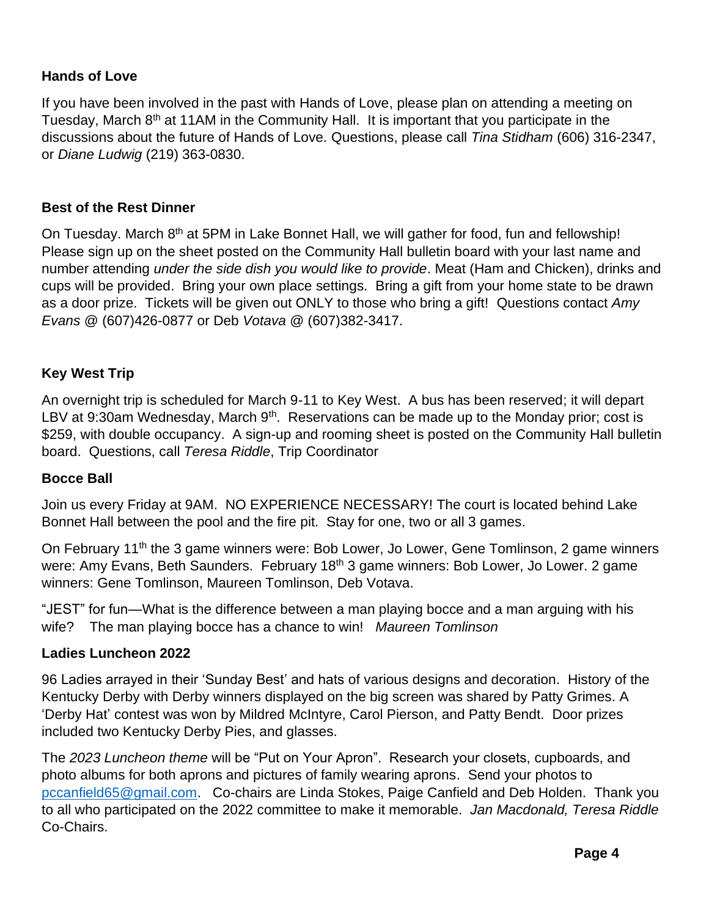**Hands of Love**

If you have been involved in the past with Hands of Love, please plan on attending a meeting on Tuesday, March 8th at 11AM in the Community Hall. It is important that you participate in the discussions about the future of Hands of Love. Questions, please call *Tina Stidham* (606) 316-2347, or *Diane Ludwig* (219) 363-0830.

**Best of the Rest Dinner**

On Tuesday. March 8th at 5PM in Lake Bonnet Hall, we will gather for food, fun and fellowship! Please sign up on the sheet posted on the Community Hall bulletin board with your last name and number attending *under the side dish you would like to provide*. Meat (Ham and Chicken), drinks and cups will be provided. Bring your own place settings. Bring a gift from your home state to be drawn as a door prize. Tickets will be given out ONLY to those who bring a gift! Questions contact *Amy Evans* @ (607)426-0877 or Deb *Votava* @ (607)382-3417.

**Key West Trip**

An overnight trip is scheduled for March 9-11 to Key West. A bus has been reserved; it will depart LBV at 9:30am Wednesday, March 9th. Reservations can be made up to the Monday prior; cost is $259, with double occupancy. A sign-up and rooming sheet is posted on the Community Hall bulletin board. Questions, call *Teresa Riddle*, Trip Coordinator

**Bocce Ball**

Join us every Friday at 9AM. NO EXPERIENCE NECESSARY! The court is located behind Lake Bonnet Hall between the pool and the fire pit. Stay for one, two or all 3 games.

On February 11th the 3 game winners were: Bob Lower, Jo Lower, Gene Tomlinson, 2 game winners were: Amy Evans, Beth Saunders. February 18th 3 game winners: Bob Lower, Jo Lower. 2 game winners: Gene Tomlinson, Maureen Tomlinson, Deb Votava.

"JEST" for fun—What is the difference between a man playing bocce and a man arguing with his wife? The man playing bocce has a chance to win! *Maureen Tomlinson*

**Ladies Luncheon 2022**

96 Ladies arrayed in their 'Sunday Best' and hats of various designs and decoration. History of the Kentucky Derby with Derby winners displayed on the big screen was shared by Patty Grimes. A 'Derby Hat' contest was won by Mildred McIntyre, Carol Pierson, and Patty Bendt. Door prizes included two Kentucky Derby Pies, and glasses.

The *2023 Luncheon theme* will be "Put on Your Apron". Research your closets, cupboards, and photo albums for both aprons and pictures of family wearing aprons. Send your photos to pccanfield65@gmail.com. Co-chairs are Linda Stokes, Paige Canfield and Deb Holden. Thank you to all who participated on the 2022 committee to make it memorable. *Jan Macdonald, Teresa Riddle* Co-Chairs.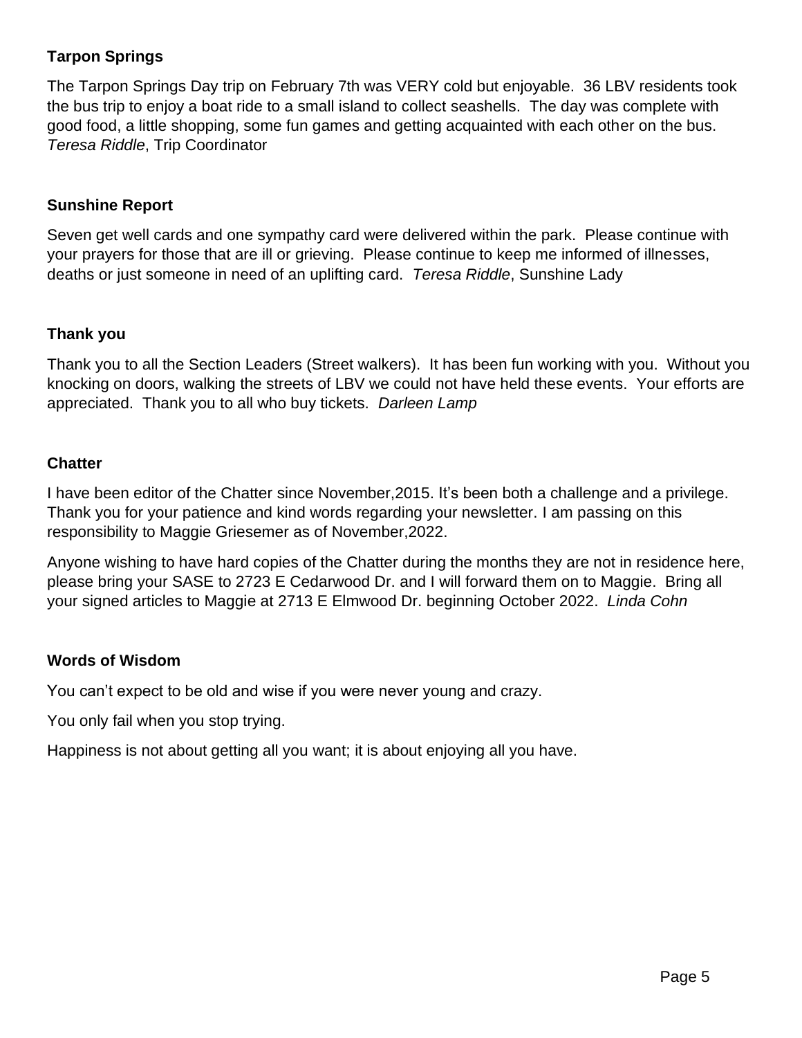**Tarpon Springs**

The Tarpon Springs Day trip on February 7th was VERY cold but enjoyable. 36 LBV residents took the bus trip to enjoy a boat ride to a small island to collect seashells. The day was complete with good food, a little shopping, some fun games and getting acquainted with each other on the bus. *Teresa Riddle*, Trip Coordinator

**Sunshine Report**

Seven get well cards and one sympathy card were delivered within the park. Please continue with your prayers for those that are ill or grieving. Please continue to keep me informed of illnesses, deaths or just someone in need of an uplifting card. *Teresa Riddle*, Sunshine Lady

**Thank you**

Thank you to all the Section Leaders (Street walkers). It has been fun working with you. Without you knocking on doors, walking the streets of LBV we could not have held these events. Your efforts are appreciated. Thank you to all who buy tickets. *Darleen Lamp*

**Chatter**

I have been editor of the Chatter since November,2015. It's been both a challenge and a privilege. Thank you for your patience and kind words regarding your newsletter. I am passing on this responsibility to Maggie Griesemer as of November,2022.

Anyone wishing to have hard copies of the Chatter during the months they are not in residence here, please bring your SASE to 2723 E Cedarwood Dr. and I will forward them on to Maggie. Bring all your signed articles to Maggie at 2713 E Elmwood Dr. beginning October 2022. *Linda Cohn*

**Words of Wisdom**

You can't expect to be old and wise if you were never young and crazy.

You only fail when you stop trying.

Happiness is not about getting all you want; it is about enjoying all you have.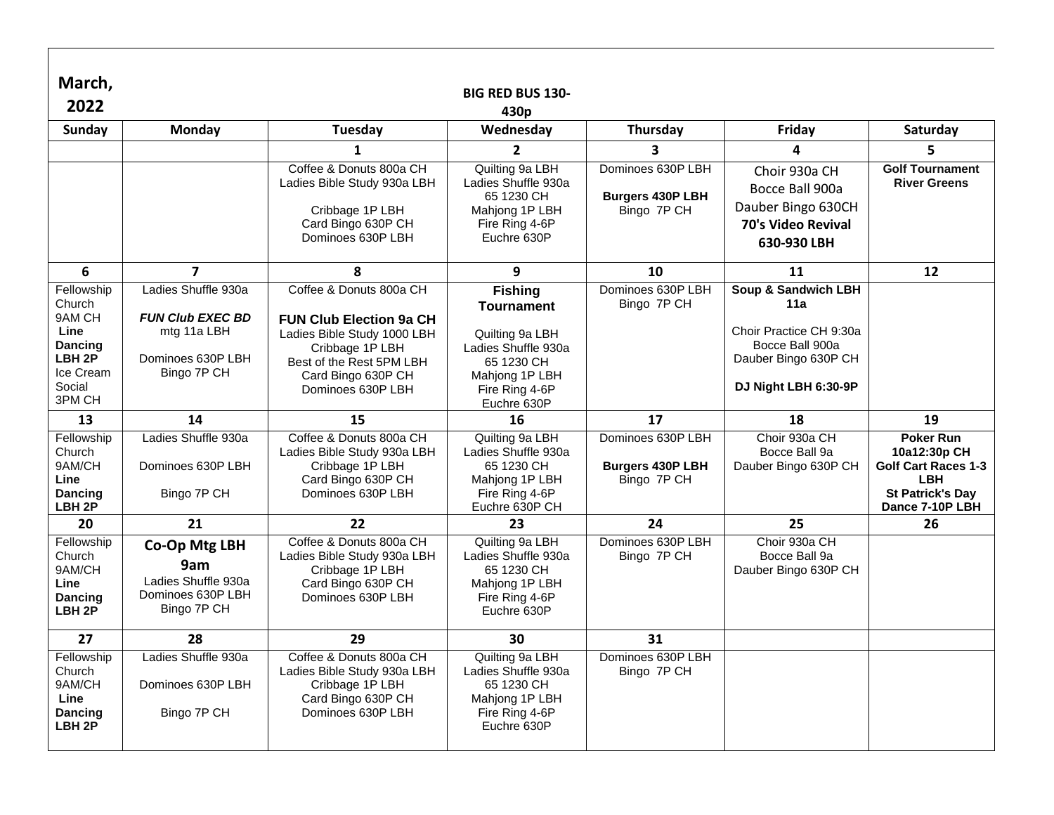**March, 2022**

**BIG RED BUS 130-430p**

| Sunday | Monday | Tuesday | Wednesday | Thursday | Friday | Saturday |
|---|---|---|---|---|---|---|
| | | **1** | **2** | **3** | **4** | **5** |
| | | Coffee & Donuts 800a CH<br>Ladies Bible Study 930a LBH<br>Cribbage 1P LBH<br>Card Bingo 630P CH<br>Dominoes 630P LBH | Quilting 9a LBH<br>Ladies Shuffle 930a<br>65 1230 CH<br>Mahjong 1P LBH<br>Fire Ring 4-6P<br>Euchre 630P | Dominoes 630P LBH<br>**Burgers 430P LBH**<br>Bingo 7P CH | Choir 930a CH<br>Bocce Ball 900a<br>Dauber Bingo 630CH<br>**70's Video Revival 630-930 LBH** | **Golf Tournament River Greens** |
| **6** | **7** | **8** | **9** | **10** | **11** | **12** |
| Fellowship Church 9AM CH<br>**Line Dancing LBH 2P**<br>Ice Cream Social 3PM CH | Ladies Shuffle 930a<br>***FUN Club EXEC BD*** mtg 11a LBH<br>Dominoes 630P LBH<br>Bingo 7P CH | Coffee & Donuts 800a CH<br>**FUN Club Election 9a CH**<br>Ladies Bible Study 1000 LBH<br>Cribbage 1P LBH<br>Best of the Rest 5PM LBH<br>Card Bingo 630P CH<br>Dominoes 630P LBH | **Fishing Tournament**<br>Quilting 9a LBH<br>Ladies Shuffle 930a<br>65 1230 CH<br>Mahjong 1P LBH<br>Fire Ring 4-6P<br>Euchre 630P | Dominoes 630P LBH<br>Bingo 7P CH | **Soup & Sandwich LBH 11a**<br>Choir Practice CH 9:30a<br>Bocce Ball 900a<br>Dauber Bingo 630P CH<br>**DJ Night LBH 6:30-9P** | |
| **13** | **14** | **15** | **16** | **17** | **18** | **19** |
| Fellowship Church 9AM/CH<br>**Line Dancing LBH 2P** | Ladies Shuffle 930a<br>Dominoes 630P LBH<br>Bingo 7P CH | Coffee & Donuts 800a CH<br>Ladies Bible Study 930a LBH<br>Cribbage 1P LBH<br>Card Bingo 630P CH<br>Dominoes 630P LBH | Quilting 9a LBH<br>Ladies Shuffle 930a<br>65 1230 CH<br>Mahjong 1P LBH<br>Fire Ring 4-6P<br>Euchre 630P CH | Dominoes 630P LBH<br>**Burgers 430P LBH**<br>Bingo 7P CH | Choir 930a CH<br>Bocce Ball 9a<br>Dauber Bingo 630P CH | **Poker Run 10a12:30p CH**<br>**Golf Cart Races 1-3 LBH**<br>**St Patrick's Day Dance 7-10P LBH** |
| **20** | **21** | **22** | **23** | **24** | **25** | **26** |
| Fellowship Church 9AM/CH<br>**Line Dancing LBH 2P** | **Co-Op Mtg LBH 9am**<br>Ladies Shuffle 930a<br>Dominoes 630P LBH<br>Bingo 7P CH | Coffee & Donuts 800a CH<br>Ladies Bible Study 930a LBH<br>Cribbage 1P LBH<br>Card Bingo 630P CH<br>Dominoes 630P LBH | Quilting 9a LBH<br>Ladies Shuffle 930a<br>65 1230 CH<br>Mahjong 1P LBH<br>Fire Ring 4-6P<br>Euchre 630P | Dominoes 630P LBH<br>Bingo 7P CH | Choir 930a CH<br>Bocce Ball 9a<br>Dauber Bingo 630P CH | |
| **27** | **28** | **29** | **30** | **31** | | |
| Fellowship Church 9AM/CH<br>**Line Dancing LBH 2P** | Ladies Shuffle 930a<br>Dominoes 630P LBH<br>Bingo 7P CH | Coffee & Donuts 800a CH<br>Ladies Bible Study 930a LBH<br>Cribbage 1P LBH<br>Card Bingo 630P CH<br>Dominoes 630P LBH | Quilting 9a LBH<br>Ladies Shuffle 930a<br>65 1230 CH<br>Mahjong 1P LBH<br>Fire Ring 4-6P<br>Euchre 630P | Dominoes 630P LBH<br>Bingo 7P CH | | |